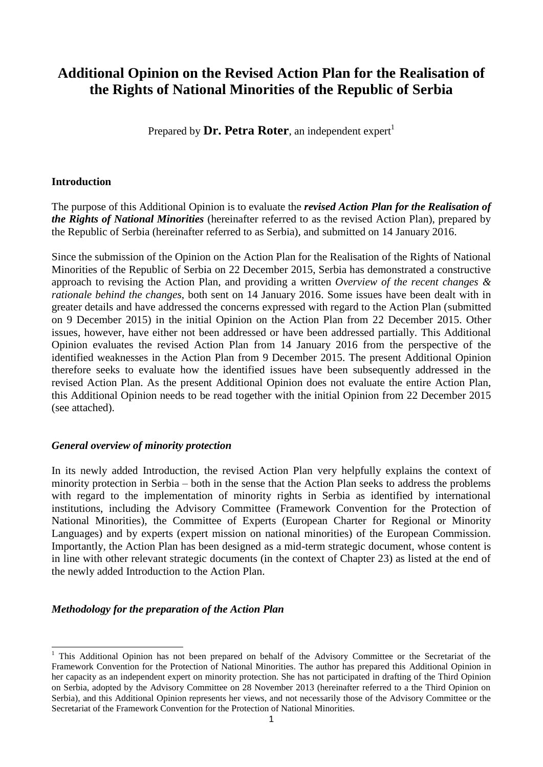# Additional Opinion on the Revised Action Plan for the Realisation of the Rights of National Minorities of the Republic of Serbia

Prepared by **Dr. Petra Roter**, an independent expert[1]

**Introduction**

The purpose of this Additional Opinion is to evaluate the ***revised Action Plan for the Realisation of the Rights of National Minorities*** (hereinafter referred to as the revised Action Plan), prepared by the Republic of Serbia (hereinafter referred to as Serbia), and submitted on 14 January 2016.

Since the submission of the Opinion on the Action Plan for the Realisation of the Rights of National Minorities of the Republic of Serbia on 22 December 2015, Serbia has demonstrated a constructive approach to revising the Action Plan, and providing a written *Overview of the recent changes & rationale behind the changes*, both sent on 14 January 2016. Some issues have been dealt with in greater details and have addressed the concerns expressed with regard to the Action Plan (submitted on 9 December 2015) in the initial Opinion on the Action Plan from 22 December 2015. Other issues, however, have either not been addressed or have been addressed partially. This Additional Opinion evaluates the revised Action Plan from 14 January 2016 from the perspective of the identified weaknesses in the Action Plan from 9 December 2015. The present Additional Opinion therefore seeks to evaluate how the identified issues have been subsequently addressed in the revised Action Plan. As the present Additional Opinion does not evaluate the entire Action Plan, this Additional Opinion needs to be read together with the initial Opinion from 22 December 2015 (see attached).

***General overview of minority protection***

In its newly added Introduction, the revised Action Plan very helpfully explains the context of minority protection in Serbia – both in the sense that the Action Plan seeks to address the problems with regard to the implementation of minority rights in Serbia as identified by international institutions, including the Advisory Committee (Framework Convention for the Protection of National Minorities), the Committee of Experts (European Charter for Regional or Minority Languages) and by experts (expert mission on national minorities) of the European Commission. Importantly, the Action Plan has been designed as a mid-term strategic document, whose content is in line with other relevant strategic documents (in the context of Chapter 23) as listed at the end of the newly added Introduction to the Action Plan.

***Methodology for the preparation of the Action Plan***

[1] This Additional Opinion has not been prepared on behalf of the Advisory Committee or the Secretariat of the Framework Convention for the Protection of National Minorities. The author has prepared this Additional Opinion in her capacity as an independent expert on minority protection. She has not participated in drafting of the Third Opinion on Serbia, adopted by the Advisory Committee on 28 November 2013 (hereinafter referred to a the Third Opinion on Serbia), and this Additional Opinion represents her views, and not necessarily those of the Advisory Committee or the Secretariat of the Framework Convention for the Protection of National Minorities.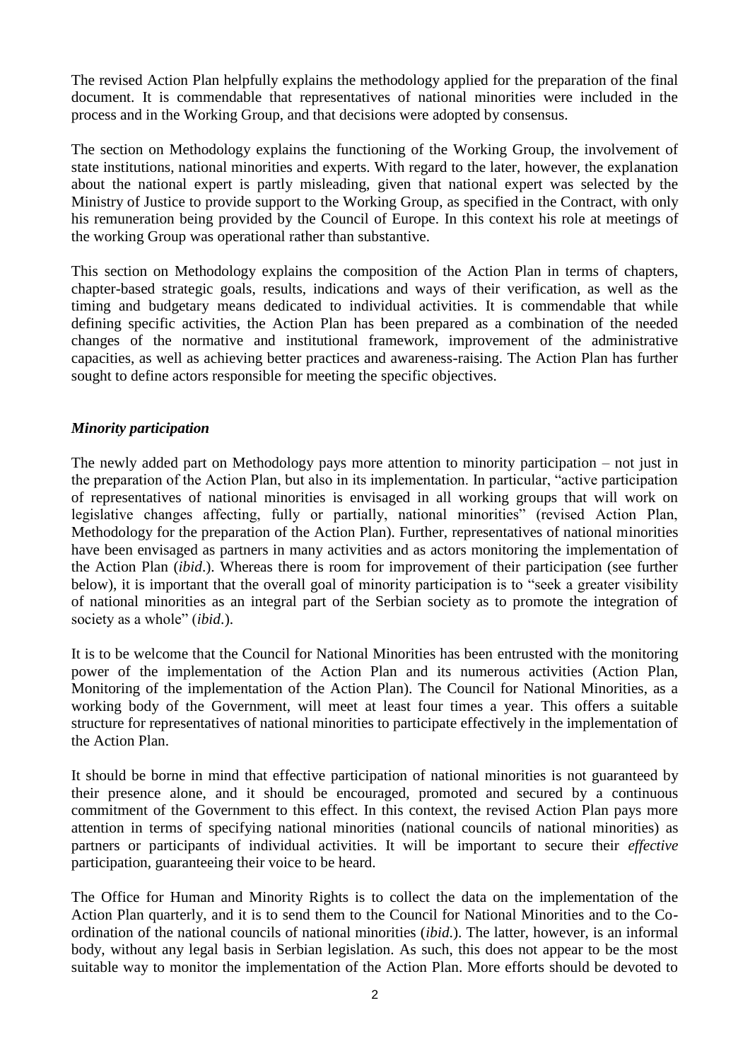The revised Action Plan helpfully explains the methodology applied for the preparation of the final document. It is commendable that representatives of national minorities were included in the process and in the Working Group, and that decisions were adopted by consensus.

The section on Methodology explains the functioning of the Working Group, the involvement of state institutions, national minorities and experts. With regard to the later, however, the explanation about the national expert is partly misleading, given that national expert was selected by the Ministry of Justice to provide support to the Working Group, as specified in the Contract, with only his remuneration being provided by the Council of Europe. In this context his role at meetings of the working Group was operational rather than substantive.

This section on Methodology explains the composition of the Action Plan in terms of chapters, chapter-based strategic goals, results, indications and ways of their verification, as well as the timing and budgetary means dedicated to individual activities. It is commendable that while defining specific activities, the Action Plan has been prepared as a combination of the needed changes of the normative and institutional framework, improvement of the administrative capacities, as well as achieving better practices and awareness-raising. The Action Plan has further sought to define actors responsible for meeting the specific objectives.

### *Minority participation*

The newly added part on Methodology pays more attention to minority participation – not just in the preparation of the Action Plan, but also in its implementation. In particular, "active participation of representatives of national minorities is envisaged in all working groups that will work on legislative changes affecting, fully or partially, national minorities" (revised Action Plan, Methodology for the preparation of the Action Plan). Further, representatives of national minorities have been envisaged as partners in many activities and as actors monitoring the implementation of the Action Plan (*ibid*.). Whereas there is room for improvement of their participation (see further below), it is important that the overall goal of minority participation is to "seek a greater visibility of national minorities as an integral part of the Serbian society as to promote the integration of society as a whole" (*ibid*.).

It is to be welcome that the Council for National Minorities has been entrusted with the monitoring power of the implementation of the Action Plan and its numerous activities (Action Plan, Monitoring of the implementation of the Action Plan). The Council for National Minorities, as a working body of the Government, will meet at least four times a year. This offers a suitable structure for representatives of national minorities to participate effectively in the implementation of the Action Plan.

It should be borne in mind that effective participation of national minorities is not guaranteed by their presence alone, and it should be encouraged, promoted and secured by a continuous commitment of the Government to this effect. In this context, the revised Action Plan pays more attention in terms of specifying national minorities (national councils of national minorities) as partners or participants of individual activities. It will be important to secure their *effective* participation, guaranteeing their voice to be heard.

The Office for Human and Minority Rights is to collect the data on the implementation of the Action Plan quarterly, and it is to send them to the Council for National Minorities and to the Co-ordination of the national councils of national minorities (*ibid*.). The latter, however, is an informal body, without any legal basis in Serbian legislation. As such, this does not appear to be the most suitable way to monitor the implementation of the Action Plan. More efforts should be devoted to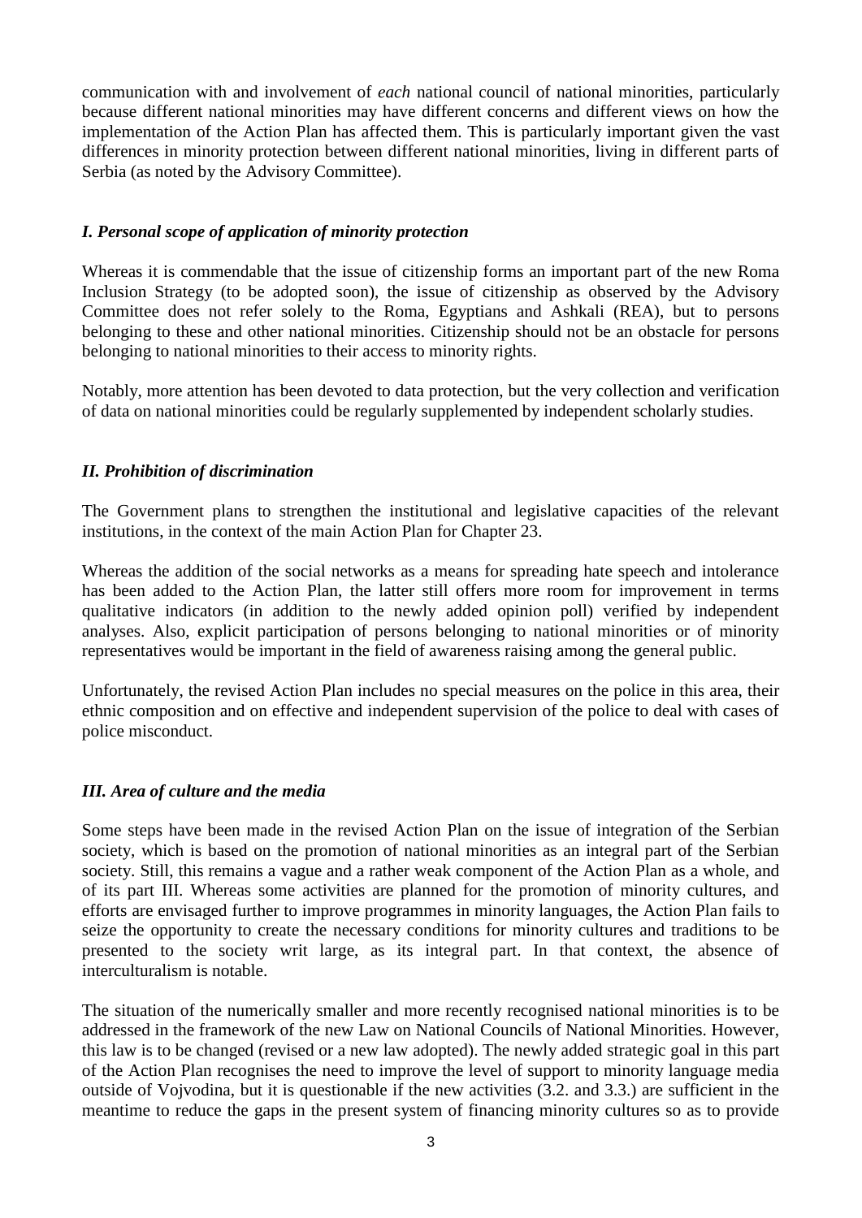communication with and involvement of *each* national council of national minorities, particularly because different national minorities may have different concerns and different views on how the implementation of the Action Plan has affected them. This is particularly important given the vast differences in minority protection between different national minorities, living in different parts of Serbia (as noted by the Advisory Committee).

### *I. Personal scope of application of minority protection*

Whereas it is commendable that the issue of citizenship forms an important part of the new Roma Inclusion Strategy (to be adopted soon), the issue of citizenship as observed by the Advisory Committee does not refer solely to the Roma, Egyptians and Ashkali (REA), but to persons belonging to these and other national minorities. Citizenship should not be an obstacle for persons belonging to national minorities to their access to minority rights.

Notably, more attention has been devoted to data protection, but the very collection and verification of data on national minorities could be regularly supplemented by independent scholarly studies.

### *II. Prohibition of discrimination*

The Government plans to strengthen the institutional and legislative capacities of the relevant institutions, in the context of the main Action Plan for Chapter 23.

Whereas the addition of the social networks as a means for spreading hate speech and intolerance has been added to the Action Plan, the latter still offers more room for improvement in terms qualitative indicators (in addition to the newly added opinion poll) verified by independent analyses. Also, explicit participation of persons belonging to national minorities or of minority representatives would be important in the field of awareness raising among the general public.

Unfortunately, the revised Action Plan includes no special measures on the police in this area, their ethnic composition and on effective and independent supervision of the police to deal with cases of police misconduct.

### *III. Area of culture and the media*

Some steps have been made in the revised Action Plan on the issue of integration of the Serbian society, which is based on the promotion of national minorities as an integral part of the Serbian society. Still, this remains a vague and a rather weak component of the Action Plan as a whole, and of its part III. Whereas some activities are planned for the promotion of minority cultures, and efforts are envisaged further to improve programmes in minority languages, the Action Plan fails to seize the opportunity to create the necessary conditions for minority cultures and traditions to be presented to the society writ large, as its integral part. In that context, the absence of interculturalism is notable.

The situation of the numerically smaller and more recently recognised national minorities is to be addressed in the framework of the new Law on National Councils of National Minorities. However, this law is to be changed (revised or a new law adopted). The newly added strategic goal in this part of the Action Plan recognises the need to improve the level of support to minority language media outside of Vojvodina, but it is questionable if the new activities (3.2. and 3.3.) are sufficient in the meantime to reduce the gaps in the present system of financing minority cultures so as to provide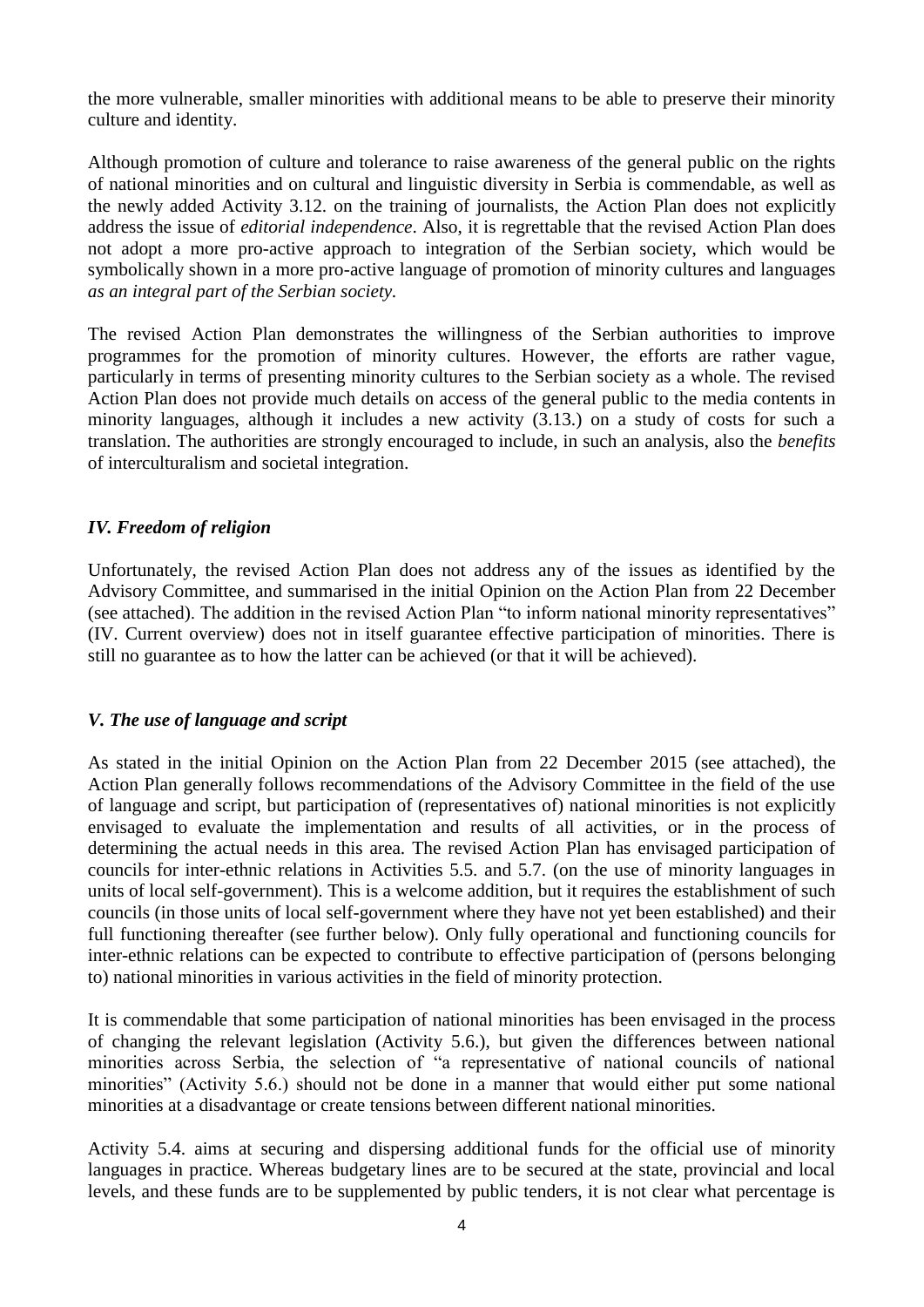the more vulnerable, smaller minorities with additional means to be able to preserve their minority culture and identity.

Although promotion of culture and tolerance to raise awareness of the general public on the rights of national minorities and on cultural and linguistic diversity in Serbia is commendable, as well as the newly added Activity 3.12. on the training of journalists, the Action Plan does not explicitly address the issue of *editorial independence*. Also, it is regrettable that the revised Action Plan does not adopt a more pro-active approach to integration of the Serbian society, which would be symbolically shown in a more pro-active language of promotion of minority cultures and languages *as an integral part of the Serbian society.*

The revised Action Plan demonstrates the willingness of the Serbian authorities to improve programmes for the promotion of minority cultures. However, the efforts are rather vague, particularly in terms of presenting minority cultures to the Serbian society as a whole. The revised Action Plan does not provide much details on access of the general public to the media contents in minority languages, although it includes a new activity (3.13.) on a study of costs for such a translation. The authorities are strongly encouraged to include, in such an analysis, also the *benefits* of interculturalism and societal integration.

### *IV. Freedom of religion*

Unfortunately, the revised Action Plan does not address any of the issues as identified by the Advisory Committee, and summarised in the initial Opinion on the Action Plan from 22 December (see attached). The addition in the revised Action Plan "to inform national minority representatives" (IV. Current overview) does not in itself guarantee effective participation of minorities. There is still no guarantee as to how the latter can be achieved (or that it will be achieved).

### *V. The use of language and script*

As stated in the initial Opinion on the Action Plan from 22 December 2015 (see attached), the Action Plan generally follows recommendations of the Advisory Committee in the field of the use of language and script, but participation of (representatives of) national minorities is not explicitly envisaged to evaluate the implementation and results of all activities, or in the process of determining the actual needs in this area. The revised Action Plan has envisaged participation of councils for inter-ethnic relations in Activities 5.5. and 5.7. (on the use of minority languages in units of local self-government). This is a welcome addition, but it requires the establishment of such councils (in those units of local self-government where they have not yet been established) and their full functioning thereafter (see further below). Only fully operational and functioning councils for inter-ethnic relations can be expected to contribute to effective participation of (persons belonging to) national minorities in various activities in the field of minority protection.

It is commendable that some participation of national minorities has been envisaged in the process of changing the relevant legislation (Activity 5.6.), but given the differences between national minorities across Serbia, the selection of "a representative of national councils of national minorities" (Activity 5.6.) should not be done in a manner that would either put some national minorities at a disadvantage or create tensions between different national minorities.

Activity 5.4. aims at securing and dispersing additional funds for the official use of minority languages in practice. Whereas budgetary lines are to be secured at the state, provincial and local levels, and these funds are to be supplemented by public tenders, it is not clear what percentage is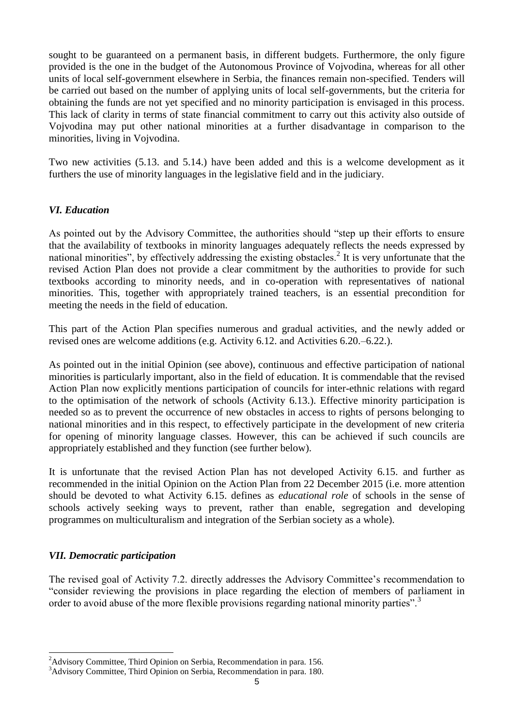sought to be guaranteed on a permanent basis, in different budgets. Furthermore, the only figure provided is the one in the budget of the Autonomous Province of Vojvodina, whereas for all other units of local self-government elsewhere in Serbia, the finances remain non-specified. Tenders will be carried out based on the number of applying units of local self-governments, but the criteria for obtaining the funds are not yet specified and no minority participation is envisaged in this process. This lack of clarity in terms of state financial commitment to carry out this activity also outside of Vojvodina may put other national minorities at a further disadvantage in comparison to the minorities, living in Vojvodina.

Two new activities (5.13. and 5.14.) have been added and this is a welcome development as it furthers the use of minority languages in the legislative field and in the judiciary.

### *VI. Education*

As pointed out by the Advisory Committee, the authorities should "step up their efforts to ensure that the availability of textbooks in minority languages adequately reflects the needs expressed by national minorities", by effectively addressing the existing obstacles.[2] It is very unfortunate that the revised Action Plan does not provide a clear commitment by the authorities to provide for such textbooks according to minority needs, and in co-operation with representatives of national minorities. This, together with appropriately trained teachers, is an essential precondition for meeting the needs in the field of education.

This part of the Action Plan specifies numerous and gradual activities, and the newly added or revised ones are welcome additions (e.g. Activity 6.12. and Activities 6.20.–6.22.).

As pointed out in the initial Opinion (see above), continuous and effective participation of national minorities is particularly important, also in the field of education. It is commendable that the revised Action Plan now explicitly mentions participation of councils for inter-ethnic relations with regard to the optimisation of the network of schools (Activity 6.13.). Effective minority participation is needed so as to prevent the occurrence of new obstacles in access to rights of persons belonging to national minorities and in this respect, to effectively participate in the development of new criteria for opening of minority language classes. However, this can be achieved if such councils are appropriately established and they function (see further below).

It is unfortunate that the revised Action Plan has not developed Activity 6.15. and further as recommended in the initial Opinion on the Action Plan from 22 December 2015 (i.e. more attention should be devoted to what Activity 6.15. defines as *educational role* of schools in the sense of schools actively seeking ways to prevent, rather than enable, segregation and developing programmes on multiculturalism and integration of the Serbian society as a whole).

### *VII. Democratic participation*

The revised goal of Activity 7.2. directly addresses the Advisory Committee's recommendation to "consider reviewing the provisions in place regarding the election of members of parliament in order to avoid abuse of the more flexible provisions regarding national minority parties".[3]

---

[2] Advisory Committee, Third Opinion on Serbia, Recommendation in para. 156.

[3] Advisory Committee, Third Opinion on Serbia, Recommendation in para. 180.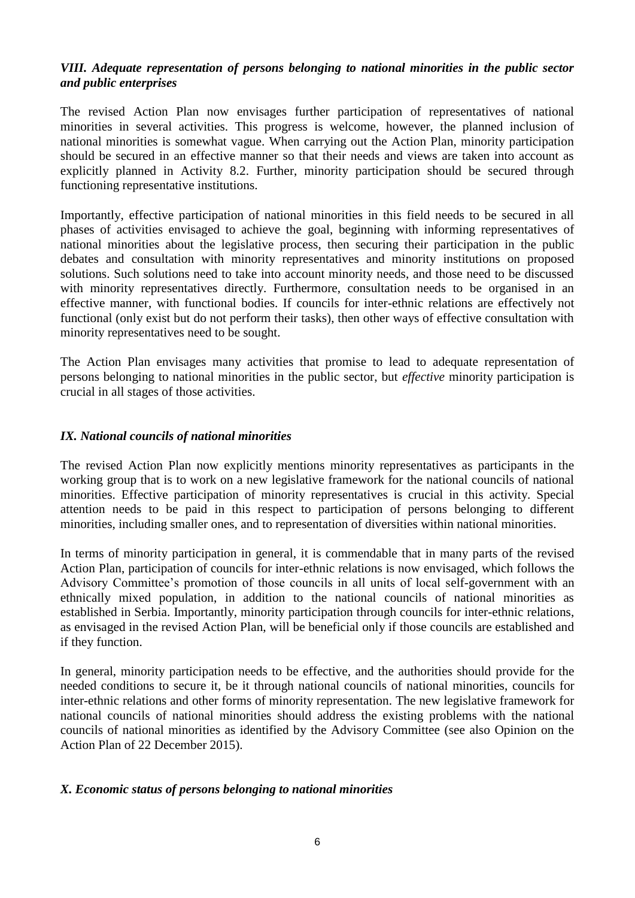### *VIII. Adequate representation of persons belonging to national minorities in the public sector and public enterprises*

The revised Action Plan now envisages further participation of representatives of national minorities in several activities. This progress is welcome, however, the planned inclusion of national minorities is somewhat vague. When carrying out the Action Plan, minority participation should be secured in an effective manner so that their needs and views are taken into account as explicitly planned in Activity 8.2. Further, minority participation should be secured through functioning representative institutions.

Importantly, effective participation of national minorities in this field needs to be secured in all phases of activities envisaged to achieve the goal, beginning with informing representatives of national minorities about the legislative process, then securing their participation in the public debates and consultation with minority representatives and minority institutions on proposed solutions. Such solutions need to take into account minority needs, and those need to be discussed with minority representatives directly. Furthermore, consultation needs to be organised in an effective manner, with functional bodies. If councils for inter-ethnic relations are effectively not functional (only exist but do not perform their tasks), then other ways of effective consultation with minority representatives need to be sought.

The Action Plan envisages many activities that promise to lead to adequate representation of persons belonging to national minorities in the public sector, but *effective* minority participation is crucial in all stages of those activities.

### *IX. National councils of national minorities*

The revised Action Plan now explicitly mentions minority representatives as participants in the working group that is to work on a new legislative framework for the national councils of national minorities. Effective participation of minority representatives is crucial in this activity. Special attention needs to be paid in this respect to participation of persons belonging to different minorities, including smaller ones, and to representation of diversities within national minorities.

In terms of minority participation in general, it is commendable that in many parts of the revised Action Plan, participation of councils for inter-ethnic relations is now envisaged, which follows the Advisory Committee's promotion of those councils in all units of local self-government with an ethnically mixed population, in addition to the national councils of national minorities as established in Serbia. Importantly, minority participation through councils for inter-ethnic relations, as envisaged in the revised Action Plan, will be beneficial only if those councils are established and if they function.

In general, minority participation needs to be effective, and the authorities should provide for the needed conditions to secure it, be it through national councils of national minorities, councils for inter-ethnic relations and other forms of minority representation. The new legislative framework for national councils of national minorities should address the existing problems with the national councils of national minorities as identified by the Advisory Committee (see also Opinion on the Action Plan of 22 December 2015).

### *X. Economic status of persons belonging to national minorities*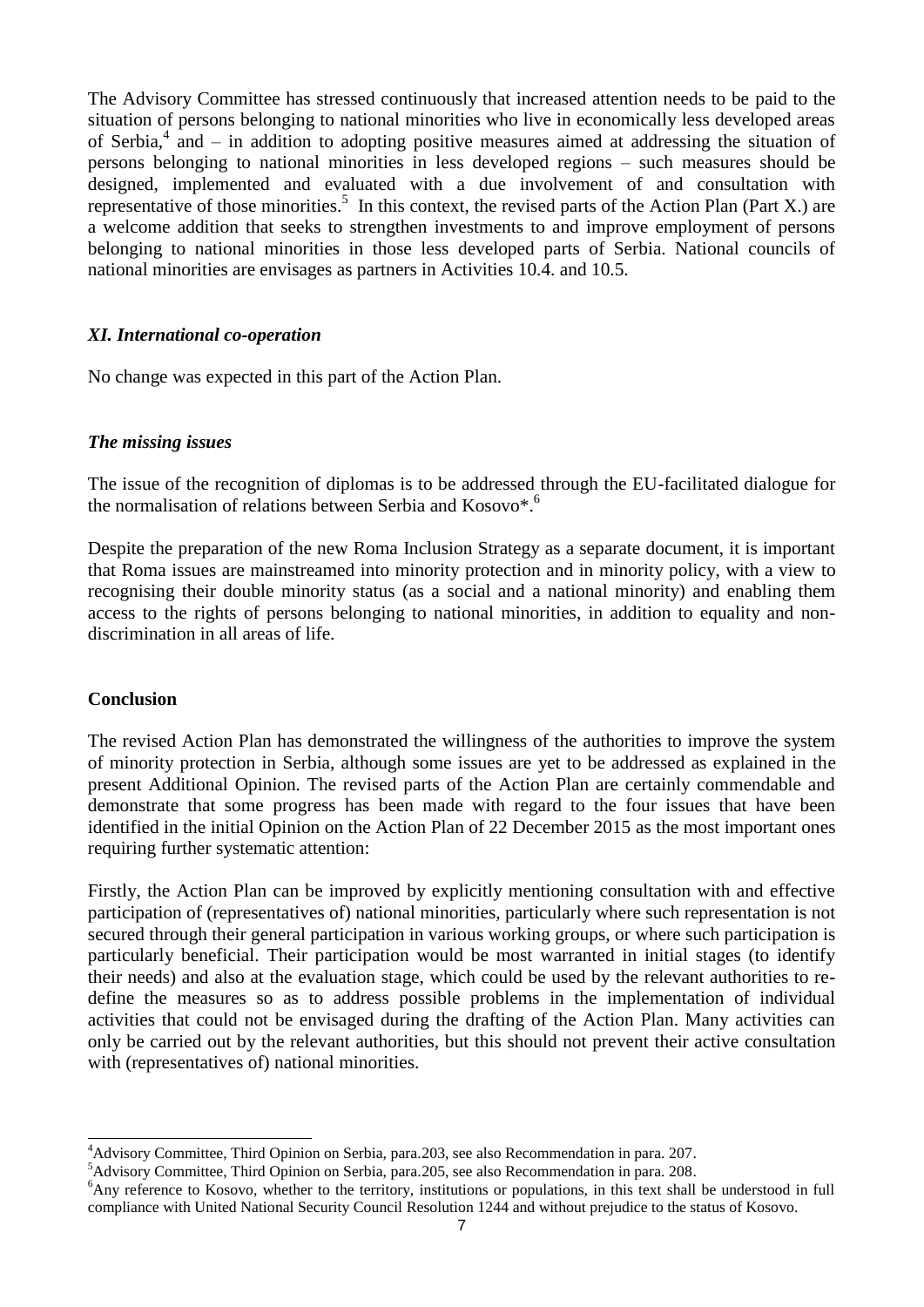The Advisory Committee has stressed continuously that increased attention needs to be paid to the situation of persons belonging to national minorities who live in economically less developed areas of Serbia,[4] and – in addition to adopting positive measures aimed at addressing the situation of persons belonging to national minorities in less developed regions – such measures should be designed, implemented and evaluated with a due involvement of and consultation with representative of those minorities.[5] In this context, the revised parts of the Action Plan (Part X.) are a welcome addition that seeks to strengthen investments to and improve employment of persons belonging to national minorities in those less developed parts of Serbia. National councils of national minorities are envisages as partners in Activities 10.4. and 10.5.

### *XI. International co-operation*

No change was expected in this part of the Action Plan.

### *The missing issues*

The issue of the recognition of diplomas is to be addressed through the EU-facilitated dialogue for the normalisation of relations between Serbia and Kosovo*.[6]

Despite the preparation of the new Roma Inclusion Strategy as a separate document, it is important that Roma issues are mainstreamed into minority protection and in minority policy, with a view to recognising their double minority status (as a social and a national minority) and enabling them access to the rights of persons belonging to national minorities, in addition to equality and non-discrimination in all areas of life.

## **Conclusion**

The revised Action Plan has demonstrated the willingness of the authorities to improve the system of minority protection in Serbia, although some issues are yet to be addressed as explained in the present Additional Opinion. The revised parts of the Action Plan are certainly commendable and demonstrate that some progress has been made with regard to the four issues that have been identified in the initial Opinion on the Action Plan of 22 December 2015 as the most important ones requiring further systematic attention:

Firstly, the Action Plan can be improved by explicitly mentioning consultation with and effective participation of (representatives of) national minorities, particularly where such representation is not secured through their general participation in various working groups, or where such participation is particularly beneficial. Their participation would be most warranted in initial stages (to identify their needs) and also at the evaluation stage, which could be used by the relevant authorities to re-define the measures so as to address possible problems in the implementation of individual activities that could not be envisaged during the drafting of the Action Plan. Many activities can only be carried out by the relevant authorities, but this should not prevent their active consultation with (representatives of) national minorities.

---

[4] Advisory Committee, Third Opinion on Serbia, para.203, see also Recommendation in para. 207.

[5] Advisory Committee, Third Opinion on Serbia, para.205, see also Recommendation in para. 208.

[6] Any reference to Kosovo, whether to the territory, institutions or populations, in this text shall be understood in full compliance with United National Security Council Resolution 1244 and without prejudice to the status of Kosovo.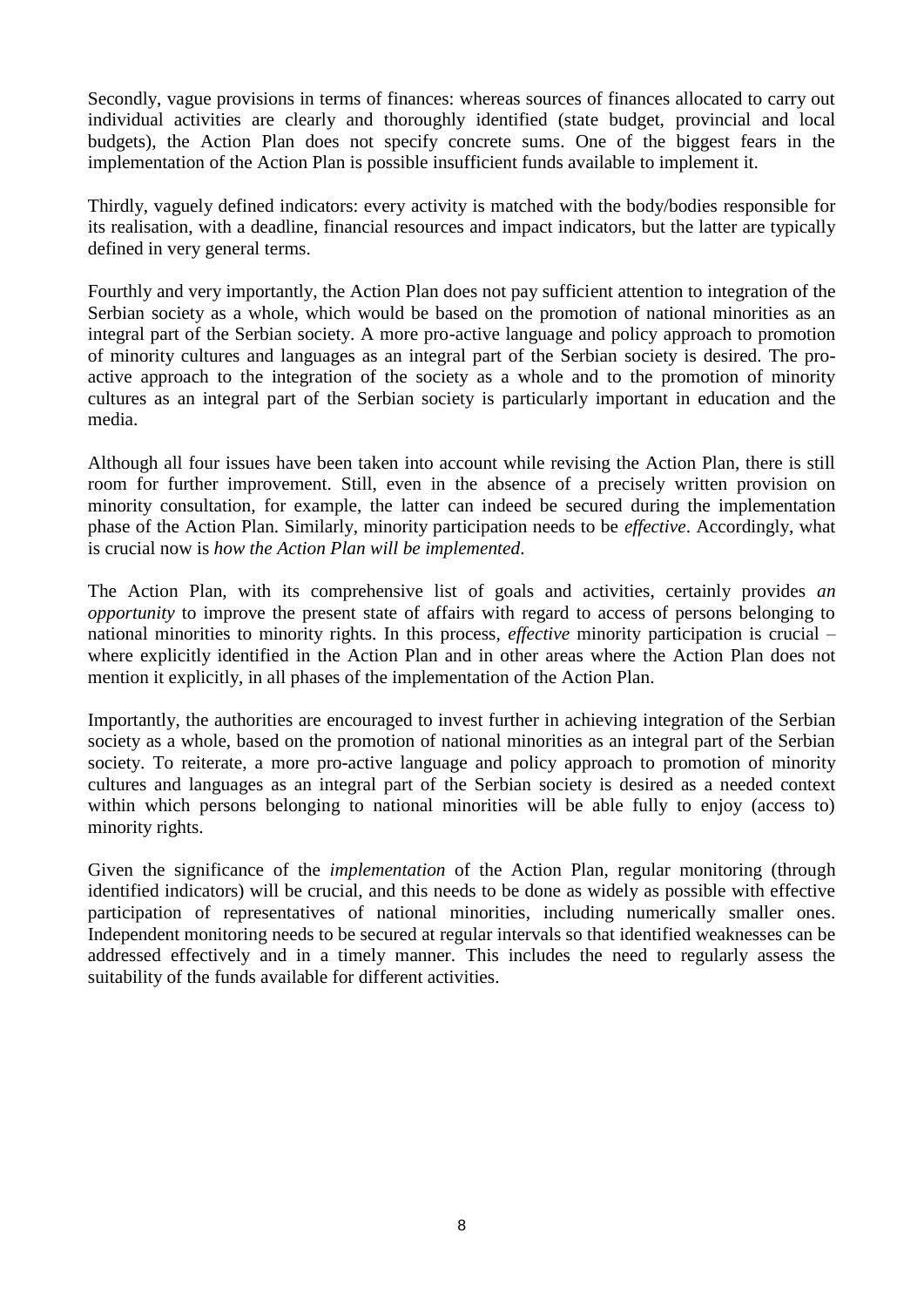Secondly, vague provisions in terms of finances: whereas sources of finances allocated to carry out individual activities are clearly and thoroughly identified (state budget, provincial and local budgets), the Action Plan does not specify concrete sums. One of the biggest fears in the implementation of the Action Plan is possible insufficient funds available to implement it.

Thirdly, vaguely defined indicators: every activity is matched with the body/bodies responsible for its realisation, with a deadline, financial resources and impact indicators, but the latter are typically defined in very general terms.

Fourthly and very importantly, the Action Plan does not pay sufficient attention to integration of the Serbian society as a whole, which would be based on the promotion of national minorities as an integral part of the Serbian society. A more pro-active language and policy approach to promotion of minority cultures and languages as an integral part of the Serbian society is desired. The pro-active approach to the integration of the society as a whole and to the promotion of minority cultures as an integral part of the Serbian society is particularly important in education and the media.

Although all four issues have been taken into account while revising the Action Plan, there is still room for further improvement. Still, even in the absence of a precisely written provision on minority consultation, for example, the latter can indeed be secured during the implementation phase of the Action Plan. Similarly, minority participation needs to be *effective*. Accordingly, what is crucial now is *how the Action Plan will be implemented*.

The Action Plan, with its comprehensive list of goals and activities, certainly provides *an opportunity* to improve the present state of affairs with regard to access of persons belonging to national minorities to minority rights. In this process, *effective* minority participation is crucial – where explicitly identified in the Action Plan and in other areas where the Action Plan does not mention it explicitly, in all phases of the implementation of the Action Plan.

Importantly, the authorities are encouraged to invest further in achieving integration of the Serbian society as a whole, based on the promotion of national minorities as an integral part of the Serbian society. To reiterate, a more pro-active language and policy approach to promotion of minority cultures and languages as an integral part of the Serbian society is desired as a needed context within which persons belonging to national minorities will be able fully to enjoy (access to) minority rights.

Given the significance of the *implementation* of the Action Plan, regular monitoring (through identified indicators) will be crucial, and this needs to be done as widely as possible with effective participation of representatives of national minorities, including numerically smaller ones. Independent monitoring needs to be secured at regular intervals so that identified weaknesses can be addressed effectively and in a timely manner. This includes the need to regularly assess the suitability of the funds available for different activities.